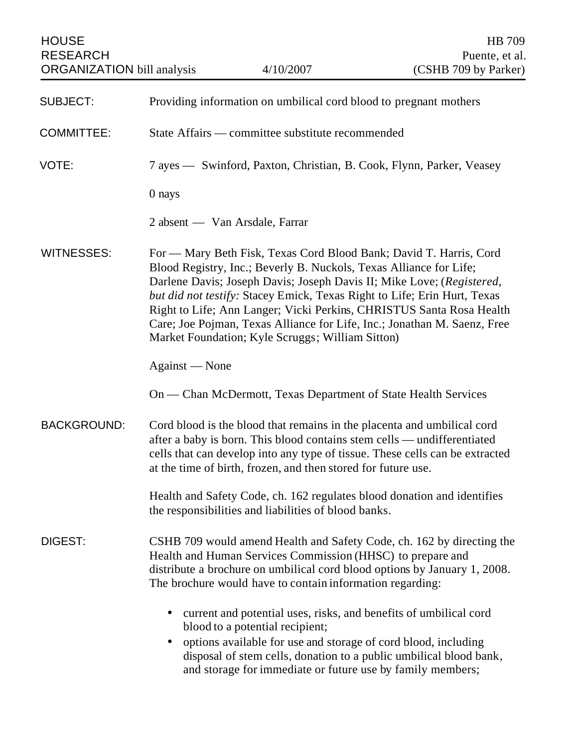HOUSE RESEARCH ORGANIZATION bill analysis | 4/10/2007 | HB 709 Puente, et al. (CSHB 709 by Parker)

**SUBJECT:** Providing information on umbilical cord blood to pregnant mothers

**COMMITTEE:** State Affairs — committee substitute recommended

**VOTE:** 7 ayes — Swinford, Paxton, Christian, B. Cook, Flynn, Parker, Veasey

0 nays

2 absent — Van Arsdale, Farrar

**WITNESSES:** For — Mary Beth Fisk, Texas Cord Blood Bank; David T. Harris, Cord Blood Registry, Inc.; Beverly B. Nuckols, Texas Alliance for Life; Darlene Davis; Joseph Davis; Joseph Davis II; Mike Love; (*Registered, but did not testify:* Stacey Emick, Texas Right to Life; Erin Hurt, Texas Right to Life; Ann Langer; Vicki Perkins, CHRISTUS Santa Rosa Health Care; Joe Pojman, Texas Alliance for Life, Inc.; Jonathan M. Saenz, Free Market Foundation; Kyle Scruggs; William Sitton)

Against — None

On — Chan McDermott, Texas Department of State Health Services

**BACKGROUND:** Cord blood is the blood that remains in the placenta and umbilical cord after a baby is born. This blood contains stem cells — undifferentiated cells that can develop into any type of tissue. These cells can be extracted at the time of birth, frozen, and then stored for future use.

Health and Safety Code, ch. 162 regulates blood donation and identifies the responsibilities and liabilities of blood banks.

**DIGEST:** CSHB 709 would amend Health and Safety Code, ch. 162 by directing the Health and Human Services Commission (HHSC) to prepare and distribute a brochure on umbilical cord blood options by January 1, 2008. The brochure would have to contain information regarding:

- current and potential uses, risks, and benefits of umbilical cord blood to a potential recipient;
- options available for use and storage of cord blood, including disposal of stem cells, donation to a public umbilical blood bank, and storage for immediate or future use by family members;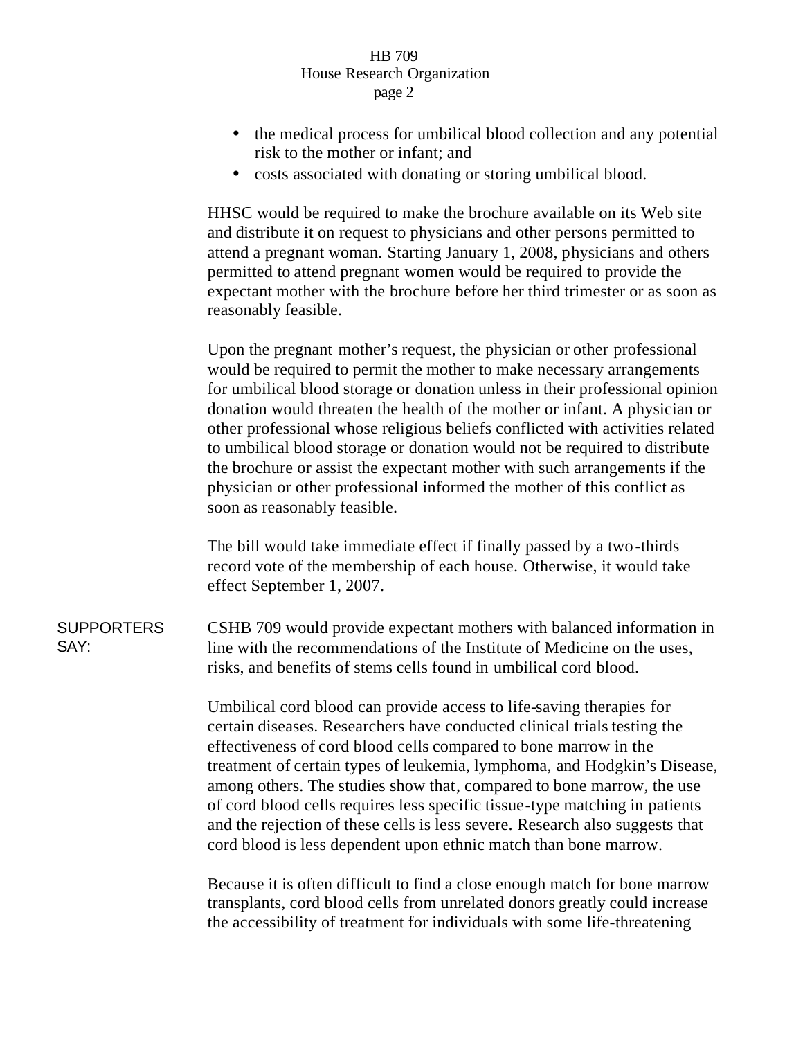- the medical process for umbilical blood collection and any potential risk to the mother or infant; and
- costs associated with donating or storing umbilical blood.

HHSC would be required to make the brochure available on its Web site and distribute it on request to physicians and other persons permitted to attend a pregnant woman. Starting January 1, 2008, physicians and others permitted to attend pregnant women would be required to provide the expectant mother with the brochure before her third trimester or as soon as reasonably feasible.

Upon the pregnant mother's request, the physician or other professional would be required to permit the mother to make necessary arrangements for umbilical blood storage or donation unless in their professional opinion donation would threaten the health of the mother or infant. A physician or other professional whose religious beliefs conflicted with activities related to umbilical blood storage or donation would not be required to distribute the brochure or assist the expectant mother with such arrangements if the physician or other professional informed the mother of this conflict as soon as reasonably feasible.

The bill would take immediate effect if finally passed by a two-thirds record vote of the membership of each house. Otherwise, it would take effect September 1, 2007.

**SUPPORTERS SAY:**

CSHB 709 would provide expectant mothers with balanced information in line with the recommendations of the Institute of Medicine on the uses, risks, and benefits of stems cells found in umbilical cord blood.

Umbilical cord blood can provide access to life-saving therapies for certain diseases. Researchers have conducted clinical trials testing the effectiveness of cord blood cells compared to bone marrow in the treatment of certain types of leukemia, lymphoma, and Hodgkin's Disease, among others. The studies show that, compared to bone marrow, the use of cord blood cells requires less specific tissue-type matching in patients and the rejection of these cells is less severe. Research also suggests that cord blood is less dependent upon ethnic match than bone marrow.

Because it is often difficult to find a close enough match for bone marrow transplants, cord blood cells from unrelated donors greatly could increase the accessibility of treatment for individuals with some life-threatening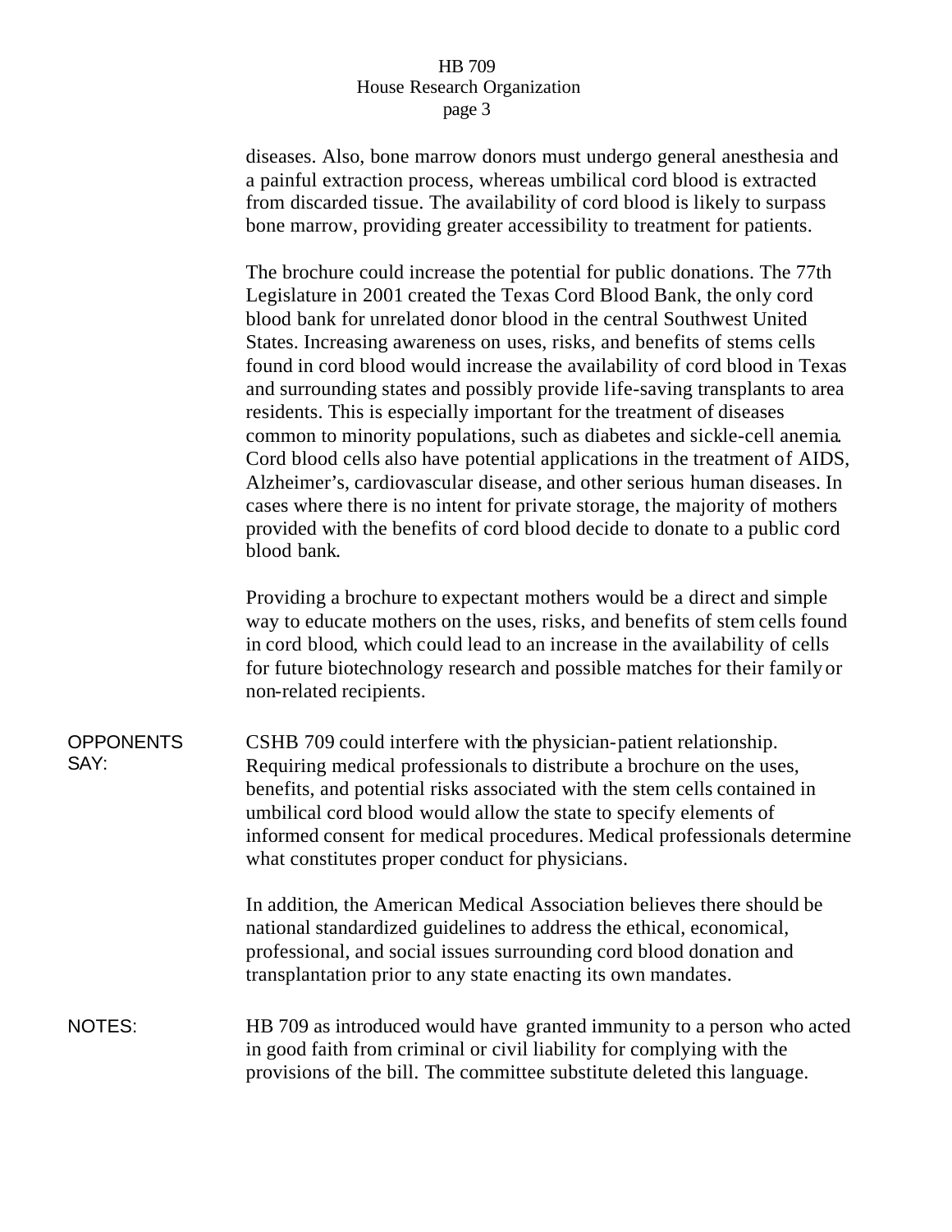diseases. Also, bone marrow donors must undergo general anesthesia and a painful extraction process, whereas umbilical cord blood is extracted from discarded tissue. The availability of cord blood is likely to surpass bone marrow, providing greater accessibility to treatment for patients.

The brochure could increase the potential for public donations. The 77th Legislature in 2001 created the Texas Cord Blood Bank, the only cord blood bank for unrelated donor blood in the central Southwest United States. Increasing awareness on uses, risks, and benefits of stems cells found in cord blood would increase the availability of cord blood in Texas and surrounding states and possibly provide life-saving transplants to area residents. This is especially important for the treatment of diseases common to minority populations, such as diabetes and sickle-cell anemia. Cord blood cells also have potential applications in the treatment of AIDS, Alzheimer's, cardiovascular disease, and other serious human diseases. In cases where there is no intent for private storage, the majority of mothers provided with the benefits of cord blood decide to donate to a public cord blood bank.

Providing a brochure to expectant mothers would be a direct and simple way to educate mothers on the uses, risks, and benefits of stem cells found in cord blood, which could lead to an increase in the availability of cells for future biotechnology research and possible matches for their family or non-related recipients.

**OPPONENTS SAY:**

CSHB 709 could interfere with the physician-patient relationship. Requiring medical professionals to distribute a brochure on the uses, benefits, and potential risks associated with the stem cells contained in umbilical cord blood would allow the state to specify elements of informed consent for medical procedures. Medical professionals determine what constitutes proper conduct for physicians.

In addition, the American Medical Association believes there should be national standardized guidelines to address the ethical, economical, professional, and social issues surrounding cord blood donation and transplantation prior to any state enacting its own mandates.

**NOTES:**

HB 709 as introduced would have granted immunity to a person who acted in good faith from criminal or civil liability for complying with the provisions of the bill. The committee substitute deleted this language.